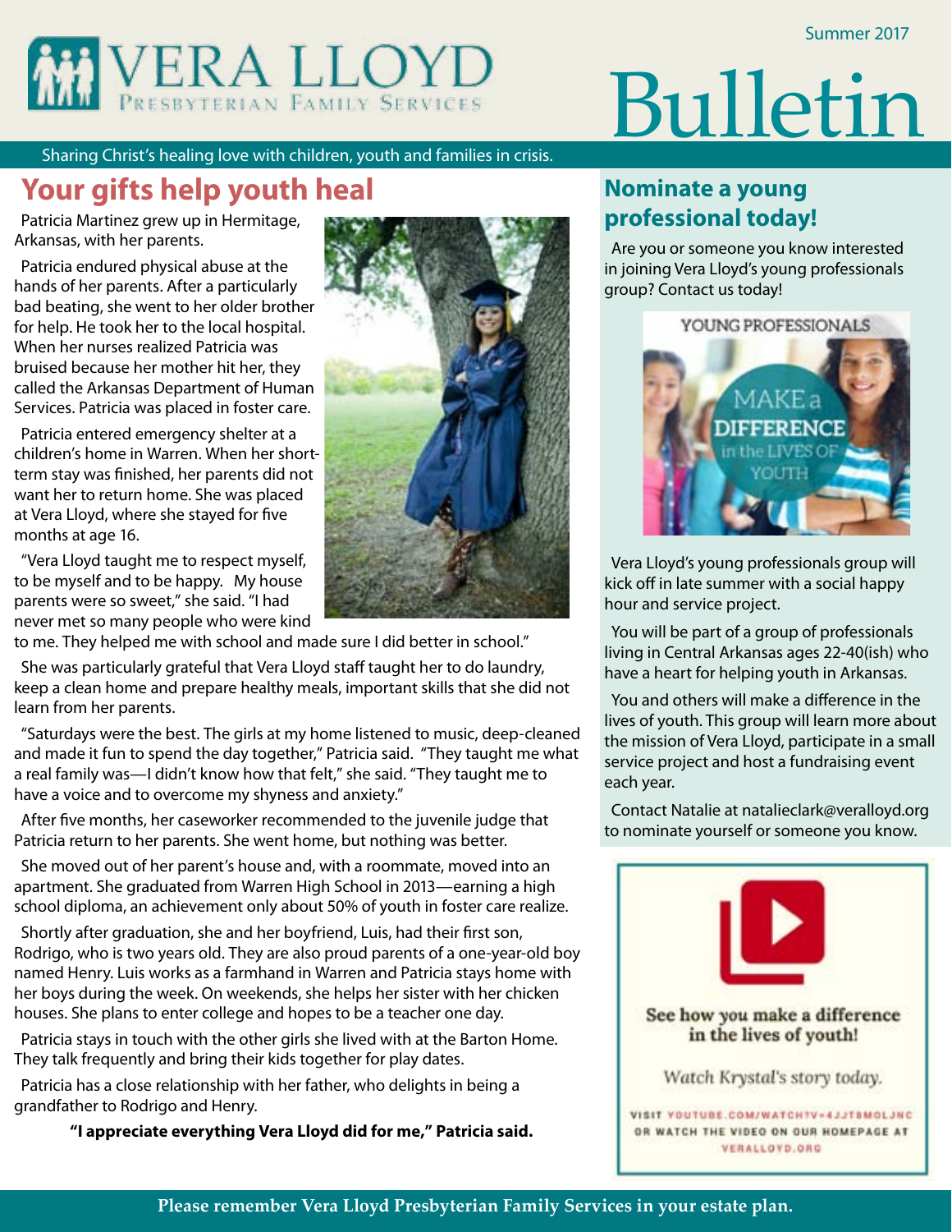# VERA LLOYD

Presbyterian Family Services

Summer 2017

# Bulletin

Sharing Christ's healing love with children, youth and families in crisis.

## Your gifts help youth heal

Patricia Martinez grew up in Hermitage, Arkansas, with her parents.

Patricia endured physical abuse at the hands of her parents. After a particularly bad beating, she went to her older brother for help. He took her to the local hospital. When her nurses realized Patricia was bruised because her mother hit her, they called the Arkansas Department of Human Services. Patricia was placed in foster care.

Patricia entered emergency shelter at a children's home in Warren. When her short-term stay was finished, her parents did not want her to return home. She was placed at Vera Lloyd, where she stayed for five months at age 16.

"Vera Lloyd taught me to respect myself, to be myself and to be happy. My house parents were so sweet," she said. "I had never met so many people who were kind to me. They helped me with school and made sure I did better in school."

She was particularly grateful that Vera Lloyd staff taught her to do laundry, keep a clean home and prepare healthy meals, important skills that she did not learn from her parents.

"Saturdays were the best. The girls at my home listened to music, deep-cleaned and made it fun to spend the day together," Patricia said. "They taught me what a real family was—I didn't know how that felt," she said. "They taught me to have a voice and to overcome my shyness and anxiety."

After five months, her caseworker recommended to the juvenile judge that Patricia return to her parents. She went home, but nothing was better.

She moved out of her parent's house and, with a roommate, moved into an apartment. She graduated from Warren High School in 2013—earning a high school diploma, an achievement only about 50% of youth in foster care realize.

Shortly after graduation, she and her boyfriend, Luis, had their first son, Rodrigo, who is two years old. They are also proud parents of a one-year-old boy named Henry. Luis works as a farmhand in Warren and Patricia stays home with her boys during the week. On weekends, she helps her sister with her chicken houses. She plans to enter college and hopes to be a teacher one day.

Patricia stays in touch with the other girls she lived with at the Barton Home. They talk frequently and bring their kids together for play dates.

Patricia has a close relationship with her father, who delights in being a grandfather to Rodrigo and Henry.

**"I appreciate everything Vera Lloyd did for me," Patricia said.**

## Nominate a young professional today!

Are you or someone you know interested in joining Vera Lloyd's young professionals group? Contact us today!

YOUNG PROFESSIONALS

MAKE a DIFFERENCE in the LIVES OF YOUTH

Vera Lloyd's young professionals group will kick off in late summer with a social happy hour and service project.

You will be part of a group of professionals living in Central Arkansas ages 22-40(ish) who have a heart for helping youth in Arkansas.

You and others will make a difference in the lives of youth. This group will learn more about the mission of Vera Lloyd, participate in a small service project and host a fundraising event each year.

Contact Natalie at natalieclark@veralloyd.org to nominate yourself or someone you know.

**See how you make a difference in the lives of youth!**

*Watch Krystal's story today.*

VISIT YOUTUBE.COM/WATCH?V=4JJTBMOLJNC OR WATCH THE VIDEO ON OUR HOMEPAGE AT VERALLOYD.ORG

**Please remember Vera Lloyd Presbyterian Family Services in your estate plan.**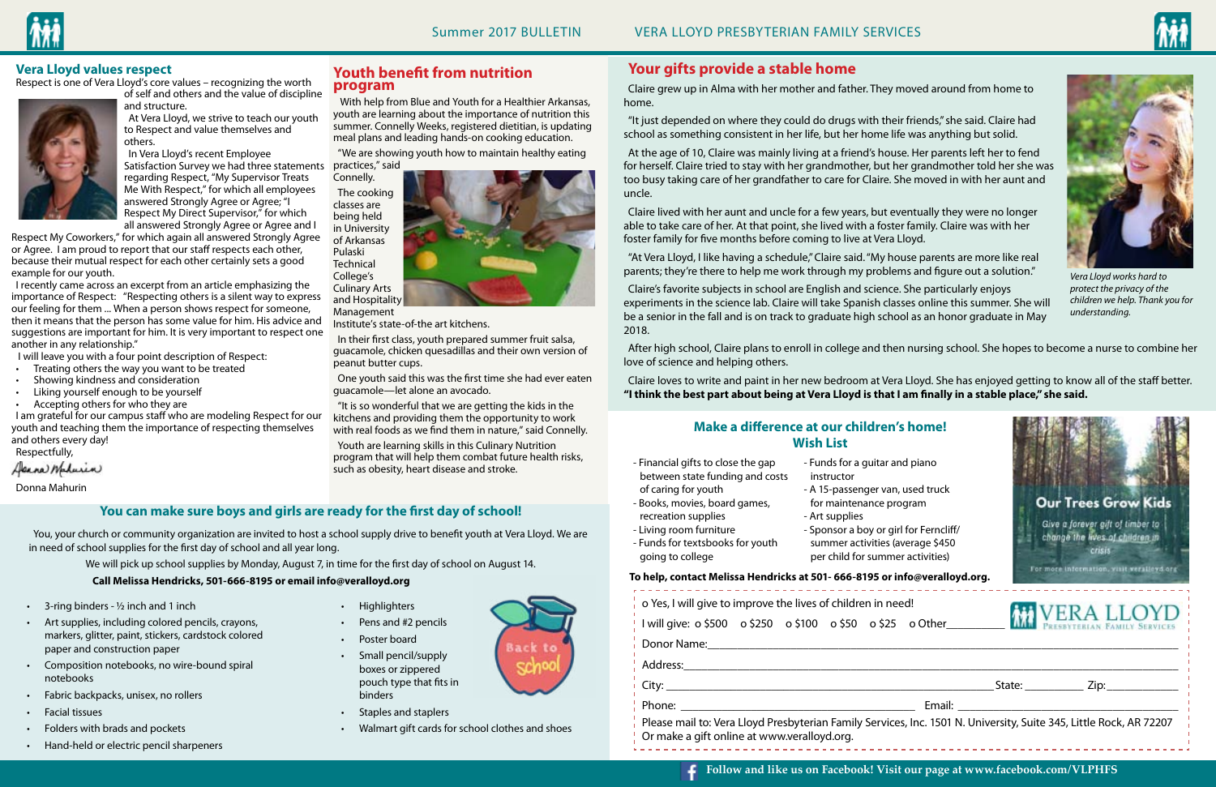## Vera Lloyd values respect

Respect is one of Vera Lloyd's core values – recognizing the worth of self and others and the value of discipline and structure.

At Vera Lloyd, we strive to teach our youth to Respect and value themselves and others.

In Vera Lloyd's recent Employee Satisfaction Survey we had three statements regarding Respect, "My Supervisor Treats Me With Respect," for which all employees answered Strongly Agree or Agree; "I Respect My Direct Supervisor," for which all answered Strongly Agree or Agree and I Respect My Coworkers," for which again all answered Strongly Agree or Agree. I am proud to report that our staff respects each other, because their mutual respect for each other certainly sets a good example for our youth.

I recently came across an excerpt from an article emphasizing the importance of Respect: "Respecting others is a silent way to express our feeling for them ... When a person shows respect for someone, then it means that the person has some value for him. His advice and suggestions are important for him. It is very important to respect one another in any relationship."

I will leave you with a four point description of Respect:

- Treating others the way you want to be treated
- Showing kindness and consideration
- Liking yourself enough to be yourself
- Accepting others for who they are

I am grateful for our campus staff who are modeling Respect for our youth and teaching them the importance of respecting themselves and others every day!

Respectfully,

Donna Mahurin

## Youth benefit from nutrition program

With help from Blue and Youth for a Healthier Arkansas, youth are learning about the importance of nutrition this summer. Connelly Weeks, registered dietitian, is updating meal plans and leading hands-on cooking education.

"We are showing youth how to maintain healthy eating practices," said Connelly.

The cooking classes are being held in University of Arkansas Pulaski Technical College's Culinary Arts and Hospitality Management Institute's state-of-the-art kitchens.

In their first class, youth prepared summer fruit salsa, guacamole, chicken quesadillas and their own version of peanut butter cups.

One youth said this was the first time she had ever eaten guacamole—let alone an avocado.

"It is so wonderful that we are getting the kids in the kitchens and providing them the opportunity to work with real foods as we find them in nature," said Connelly.

Youth are learning skills in this Culinary Nutrition program that will help them combat future health risks, such as obesity, heart disease and stroke.

## You can make sure boys and girls are ready for the first day of school!

You, your church or community organization are invited to host a school supply drive to benefit youth at Vera Lloyd. We are in need of school supplies for the first day of school and all year long.

We will pick up school supplies by Monday, August 7, in time for the first day of school on August 14.

**Call Melissa Hendricks, 501-666-8195 or email info@veralloyd.org**

- 3-ring binders - ½ inch and 1 inch
- Art supplies, including colored pencils, crayons, markers, glitter, paint, stickers, cardstock colored paper and construction paper
- Composition notebooks, no wire-bound spiral notebooks
- Fabric backpacks, unisex, no rollers
- Facial tissues
- Folders with brads and pockets
- Hand-held or electric pencil sharpeners
- Highlighters
- Pens and #2 pencils
- Poster board
- Small pencil/supply boxes or zippered pouch type that fits in binders
- Staples and staplers
- Walmart gift cards for school clothes and shoes

## Your gifts provide a stable home

Claire grew up in Alma with her mother and father. They moved around from home to home.

"It just depended on where they could do drugs with their friends," she said. Claire had school as something consistent in her life, but her home life was anything but solid.

At the age of 10, Claire was mainly living at a friend's house. Her parents left her to fend for herself. Claire tried to stay with her grandmother, but her grandmother told her she was too busy taking care of her grandfather to care for Claire. She moved in with her aunt and uncle.

Claire lived with her aunt and uncle for a few years, but eventually they were no longer able to take care of her. At that point, she lived with a foster family. Claire was with her foster family for five months before coming to live at Vera Lloyd.

"At Vera Lloyd, I like having a schedule," Claire said. "My house parents are more like real parents; they're there to help me work through my problems and figure out a solution."

Claire's favorite subjects in school are English and science. She particularly enjoys experiments in the science lab. Claire will take Spanish classes online this summer. She will be a senior in the fall and is on track to graduate high school as an honor graduate in May 2018.

After high school, Claire plans to enroll in college and then nursing school. She hopes to become a nurse to combine her love of science and helping others.

Claire loves to write and paint in her new bedroom at Vera Lloyd. She has enjoyed getting to know all of the staff better. **"I think the best part about being at Vera Lloyd is that I am finally in a stable place," she said.**

*Vera Lloyd works hard to protect the privacy of the children we help. Thank you for understanding.*

### Make a difference at our children's home! Wish List

- Financial gifts to close the gap between state funding and costs of caring for youth
- Books, movies, board games, recreation supplies
- Living room furniture
- Funds for textsbooks for youth going to college
- Funds for a guitar and piano instructor
- A 15-passenger van, used truck for maintenance program
- Art supplies
- Sponsor a boy or girl for Ferncliff/ summer activities (average $450 per child for summer activities)

**To help, contact Melissa Hendricks at 501- 666-8195 or info@veralloyd.org.**

**Our Trees Grow Kids**

Give a forever gift of timber to change the lives of children in crisis

For more information, visit veralloyd.org

o Yes, I will give to improve the lives of children in need!

I will give: o $500 o $250 o $100 o $50 o $25 o Other__________

VERA LLOYD PRESBYTERIAN FAMILY SERVICES

Donor Name:____________________

Address:____________________

City:____________________ State:__________ Zip:__________

Phone:____________________ Email:____________________

Please mail to: Vera Lloyd Presbyterian Family Services, Inc. 1501 N. University, Suite 345, Little Rock, AR 72207
Or make a gift online at www.veralloyd.org.

**Follow and like us on Facebook! Visit our page at www.facebook.com/VLPHFS**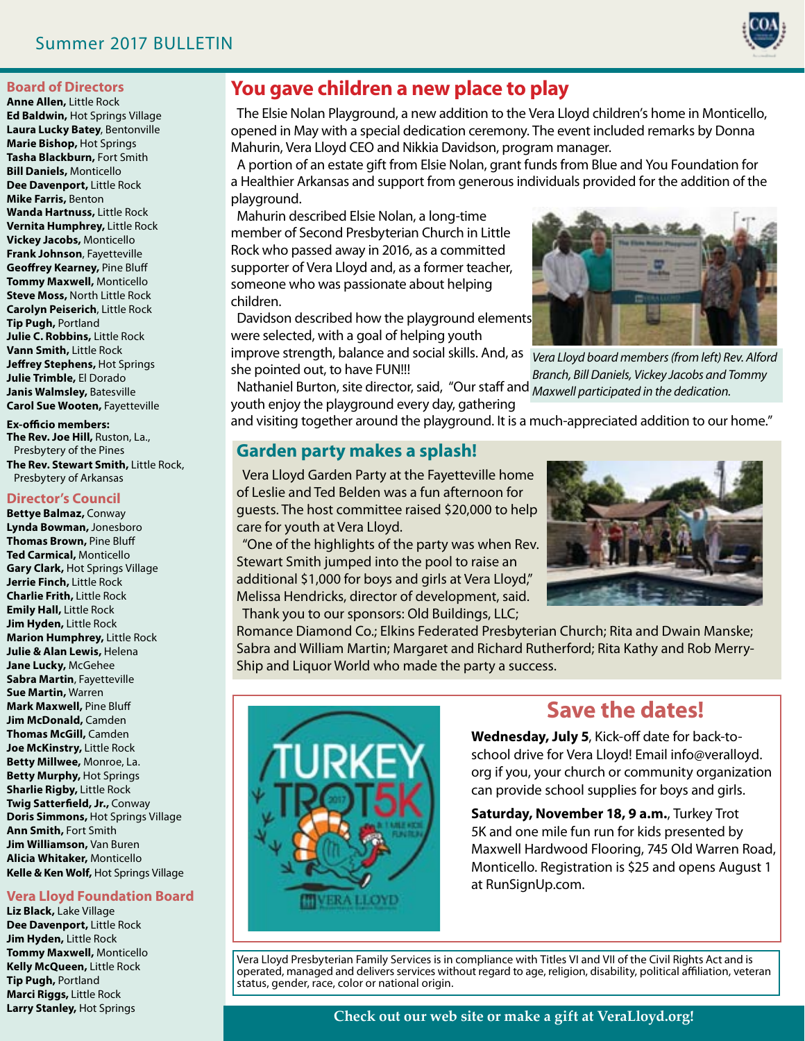Summer 2017 BULLETIN

## Board of Directors

**Anne Allen,** Little Rock
**Ed Baldwin,** Hot Springs Village
**Laura Lucky Batey**, Bentonville
**Marie Bishop,** Hot Springs
**Tasha Blackburn,** Fort Smith
**Bill Daniels,** Monticello
**Dee Davenport,** Little Rock
**Mike Farris,** Benton
**Wanda Hartnuss,** Little Rock
**Vernita Humphrey,** Little Rock
**Vickey Jacobs,** Monticello
**Frank Johnson**, Fayetteville
**Geoffrey Kearney,** Pine Bluff
**Tommy Maxwell,** Monticello
**Steve Moss,** North Little Rock
**Carolyn Peiserich**, Little Rock
**Tip Pugh,** Portland
**Julie C. Robbins,** Little Rock
**Vann Smith,** Little Rock
**Jeffrey Stephens,** Hot Springs
**Julie Trimble,** El Dorado
**Janis Walmsley,** Batesville
**Carol Sue Wooten,** Fayetteville

**Ex-officio members:**
**The Rev. Joe Hill,** Ruston, La., Presbytery of the Pines
**The Rev. Stewart Smith,** Little Rock, Presbytery of Arkansas

## Director's Council

**Bettye Balmaz,** Conway
**Lynda Bowman,** Jonesboro
**Thomas Brown,** Pine Bluff
**Ted Carmical,** Monticello
**Gary Clark,** Hot Springs Village
**Jerrie Finch,** Little Rock
**Charlie Frith,** Little Rock
**Emily Hall,** Little Rock
**Jim Hyden,** Little Rock
**Marion Humphrey,** Little Rock
**Julie & Alan Lewis,** Helena
**Jane Lucky,** McGehee
**Sabra Martin**, Fayetteville
**Sue Martin,** Warren
**Mark Maxwell,** Pine Bluff
**Jim McDonald,** Camden
**Thomas McGill,** Camden
**Joe McKinstry,** Little Rock
**Betty Millwee,** Monroe, La.
**Betty Murphy,** Hot Springs
**Sharlie Rigby,** Little Rock
**Twig Satterfield, Jr.,** Conway
**Doris Simmons,** Hot Springs Village
**Ann Smith,** Fort Smith
**Jim Williamson,** Van Buren
**Alicia Whitaker,** Monticello
**Kelle & Ken Wolf,** Hot Springs Village

## Vera Lloyd Foundation Board

**Liz Black,** Lake Village
**Dee Davenport,** Little Rock
**Jim Hyden,** Little Rock
**Tommy Maxwell,** Monticello
**Kelly McQueen,** Little Rock
**Tip Pugh,** Portland
**Marci Riggs,** Little Rock
**Larry Stanley,** Hot Springs

# You gave children a new place to play

The Elsie Nolan Playground, a new addition to the Vera Lloyd children's home in Monticello, opened in May with a special dedication ceremony. The event included remarks by Donna Mahurin, Vera Lloyd CEO and Nikkia Davidson, program manager.

A portion of an estate gift from Elsie Nolan, grant funds from Blue and You Foundation for a Healthier Arkansas and support from generous individuals provided for the addition of the playground.

Mahurin described Elsie Nolan, a long-time member of Second Presbyterian Church in Little Rock who passed away in 2016, as a committed supporter of Vera Lloyd and, as a former teacher, someone who was passionate about helping children.

Davidson described how the playground elements were selected, with a goal of helping youth improve strength, balance and social skills. And, as she pointed out, to have FUN!!!

Nathaniel Burton, site director, said, "Our staff and youth enjoy the playground every day, gathering and visiting together around the playground. It is a much-appreciated addition to our home."

*Vera Lloyd board members (from left) Rev. Alford Branch, Bill Daniels, Vickey Jacobs and Tommy Maxwell participated in the dedication.*

## Garden party makes a splash!

Vera Lloyd Garden Party at the Fayetteville home of Leslie and Ted Belden was a fun afternoon for guests. The host committee raised $20,000 to help care for youth at Vera Lloyd.

"One of the highlights of the party was when Rev. Stewart Smith jumped into the pool to raise an additional $1,000 for boys and girls at Vera Lloyd," Melissa Hendricks, director of development, said.

Thank you to our sponsors: Old Buildings, LLC; Romance Diamond Co.; Elkins Federated Presbyterian Church; Rita and Dwain Manske; Sabra and William Martin; Margaret and Richard Rutherford; Rita Kathy and Rob Merry-Ship and Liquor World who made the party a success.

## Save the dates!

**Wednesday, July 5**, Kick-off date for back-to-school drive for Vera Lloyd! Email info@veralloyd.org if you, your church or community organization can provide school supplies for boys and girls.

**Saturday, November 18, 9 a.m.**, Turkey Trot 5K and one mile fun run for kids presented by Maxwell Hardwood Flooring, 745 Old Warren Road, Monticello. Registration is $25 and opens August 1 at RunSignUp.com.

Vera Lloyd Presbyterian Family Services is in compliance with Titles VI and VII of the Civil Rights Act and is operated, managed and delivers services without regard to age, religion, disability, political affiliation, veteran status, gender, race, color or national origin.

**Check out our web site or make a gift at VeraLloyd.org!**